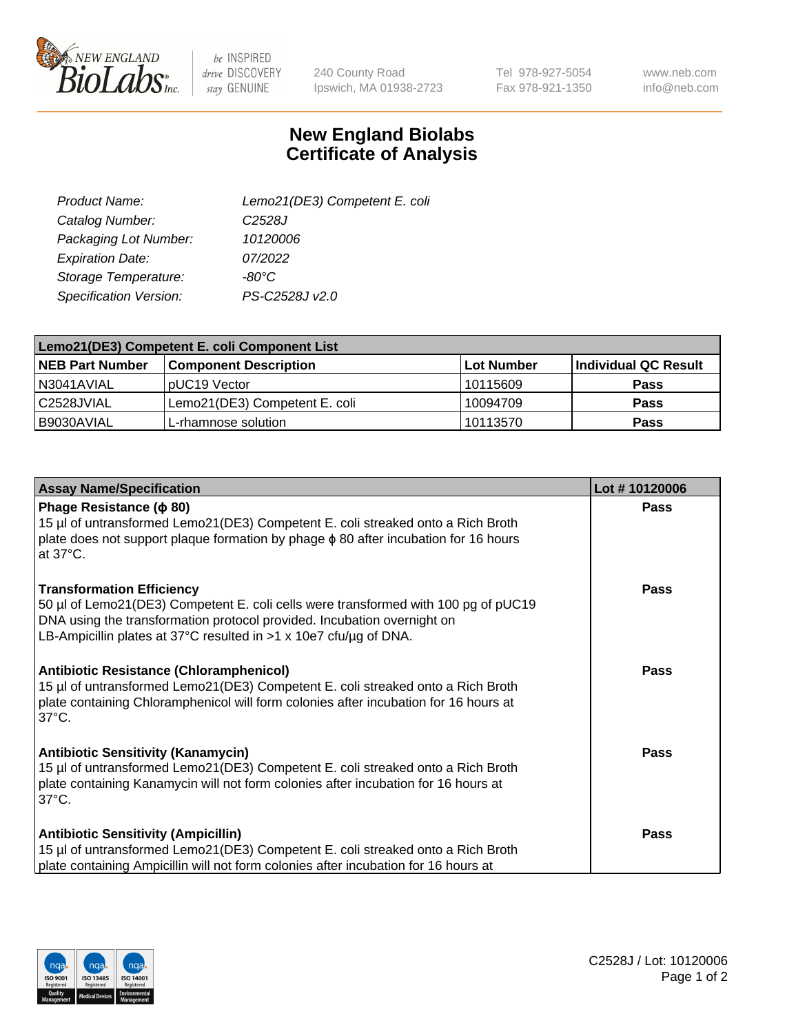# New England Biolabs
# Certificate of Analysis

| | |
|---|---|
| *Product Name:* | *Lemo21(DE3) Competent E. coli* |
| *Catalog Number:* | *C2528J* |
| *Packaging Lot Number:* | *10120006* |
| *Expiration Date:* | *07/2022* |
| *Storage Temperature:* | *-80°C* |
| *Specification Version:* | *PS-C2528J v2.0* |

| Lemo21(DE3) Competent E. coli Component List | | | |
|---|---|---|---|
| **NEB Part Number** | **Component Description** | **Lot Number** | **Individual QC Result** |
| N3041AVIAL | pUC19 Vector | 10115609 | **Pass** |
| C2528JVIAL | Lemo21(DE3) Competent E. coli | 10094709 | **Pass** |
| B9030AVIAL | L-rhamnose solution | 10113570 | **Pass** |

| Assay Name/Specification | Lot # 10120006 |
|---|---|
| **Phage Resistance (ϕ 80)**<br>15 µl of untransformed Lemo21(DE3) Competent E. coli streaked onto a Rich Broth plate does not support plaque formation by phage ϕ 80 after incubation for 16 hours at 37°C. | **Pass** |
| **Transformation Efficiency**<br>50 µl of Lemo21(DE3) Competent E. coli cells were transformed with 100 pg of pUC19 DNA using the transformation protocol provided. Incubation overnight on LB-Ampicillin plates at 37°C resulted in >1 x 10e7 cfu/µg of DNA. | **Pass** |
| **Antibiotic Resistance (Chloramphenicol)**<br>15 µl of untransformed Lemo21(DE3) Competent E. coli streaked onto a Rich Broth plate containing Chloramphenicol will form colonies after incubation for 16 hours at 37°C. | **Pass** |
| **Antibiotic Sensitivity (Kanamycin)**<br>15 µl of untransformed Lemo21(DE3) Competent E. coli streaked onto a Rich Broth plate containing Kanamycin will not form colonies after incubation for 16 hours at 37°C. | **Pass** |
| **Antibiotic Sensitivity (Ampicillin)**<br>15 µl of untransformed Lemo21(DE3) Competent E. coli streaked onto a Rich Broth plate containing Ampicillin will not form colonies after incubation for 16 hours at | **Pass** |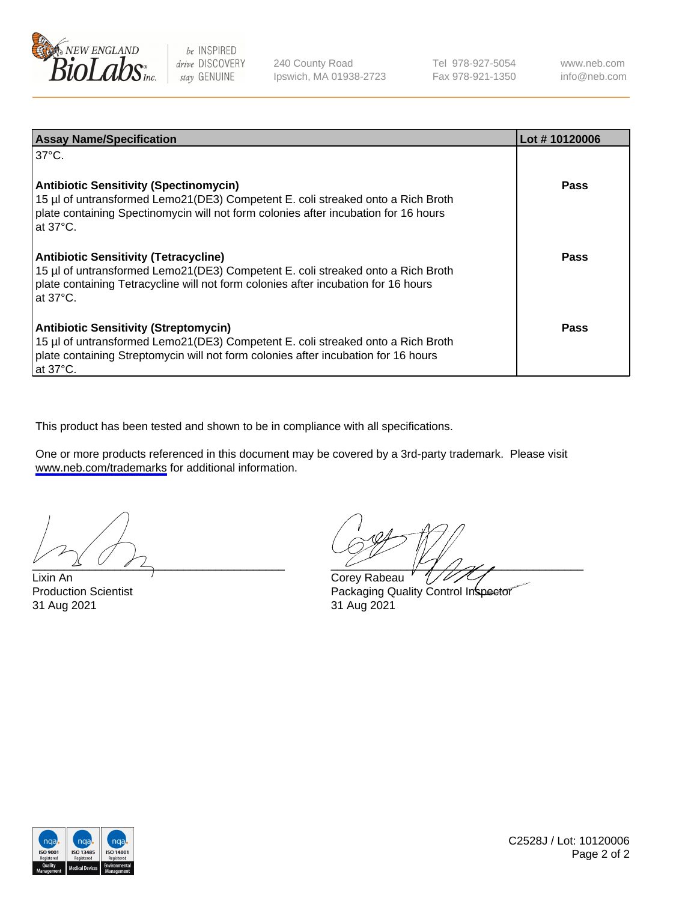| Assay Name/Specification | Lot # 10120006 |
| --- | --- |
| 37°C. | |
| **Antibiotic Sensitivity (Spectinomycin)**<br>15 µl of untransformed Lemo21(DE3) Competent E. coli streaked onto a Rich Broth plate containing Spectinomycin will not form colonies after incubation for 16 hours at 37°C. | **Pass** |
| **Antibiotic Sensitivity (Tetracycline)**<br>15 µl of untransformed Lemo21(DE3) Competent E. coli streaked onto a Rich Broth plate containing Tetracycline will not form colonies after incubation for 16 hours at 37°C. | **Pass** |
| **Antibiotic Sensitivity (Streptomycin)**<br>15 µl of untransformed Lemo21(DE3) Competent E. coli streaked onto a Rich Broth plate containing Streptomycin will not form colonies after incubation for 16 hours at 37°C. | **Pass** |

This product has been tested and shown to be in compliance with all specifications.

One or more products referenced in this document may be covered by a 3rd-party trademark. Please visit www.neb.com/trademarks for additional information.

Lixin An
Production Scientist
31 Aug 2021

Corey Rabeau
Packaging Quality Control Inspector
31 Aug 2021

C2528J / Lot: 10120006